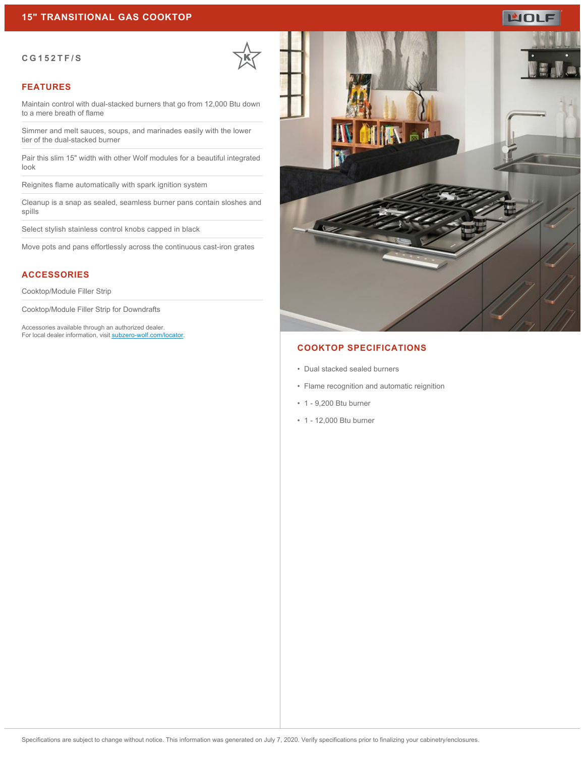# 15" TRANSITIONAL GAS COOKTOP

**CG152TF/S**

## FEATURES

- Maintain control with dual-stacked burners that go from 12,000 Btu down to a mere breath of flame
- Simmer and melt sauces, soups, and marinades easily with the lower tier of the dual-stacked burner
- Pair this slim 15" width with other Wolf modules for a beautiful integrated look
- Reignites flame automatically with spark ignition system
- Cleanup is a snap as sealed, seamless burner pans contain sloshes and spills
- Select stylish stainless control knobs capped in black
- Move pots and pans effortlessly across the continuous cast-iron grates

## ACCESSORIES

- Cooktop/Module Filler Strip
- Cooktop/Module Filler Strip for Downdrafts

Accessories available through an authorized dealer.
For local dealer information, visit subzero-wolf.com/locator.

## COOKTOP SPECIFICATIONS

- Dual stacked sealed burners
- Flame recognition and automatic reignition
- 1 - 9,200 Btu burner
- 1 - 12,000 Btu burner

Specifications are subject to change without notice. This information was generated on July 7, 2020. Verify specifications prior to finalizing your cabinetry/enclosures.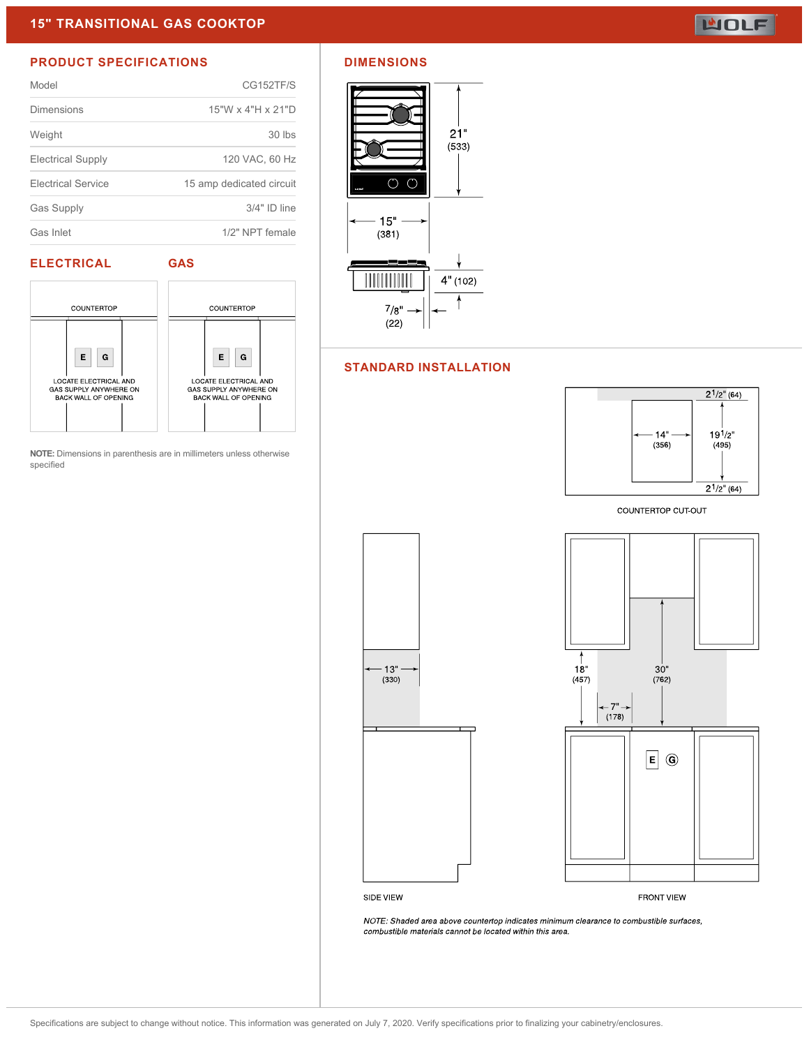# 15" TRANSITIONAL GAS COOKTOP

## PRODUCT SPECIFICATIONS

| | |
|---|---|
| Model | CG152TF/S |
| Dimensions | 15"W x 4"H x 21"D |
| Weight | 30 lbs |
| Electrical Supply | 120 VAC, 60 Hz |
| Electrical Service | 15 amp dedicated circuit |
| Gas Supply | 3/4" ID line |
| Gas Inlet | 1/2" NPT female |

## ELECTRICAL

COUNTERTOP

E G

LOCATE ELECTRICAL AND GAS SUPPLY ANYWHERE ON BACK WALL OF OPENING

## GAS

COUNTERTOP

E G

LOCATE ELECTRICAL AND GAS SUPPLY ANYWHERE ON BACK WALL OF OPENING

**NOTE:** Dimensions in parenthesis are in millimeters unless otherwise specified

## DIMENSIONS

21" (533)

15" (381)

4" (102)

7/8" (22)

## STANDARD INSTALLATION

2 1/2" (64)

14" (356)

19 1/2" (495)

2 1/2" (64)

COUNTERTOP CUT-OUT

13" (330)

SIDE VIEW

18" (457)

30" (762)

7" (178)

E G

FRONT VIEW

*NOTE: Shaded area above countertop indicates minimum clearance to combustible surfaces, combustible materials cannot be located within this area.*

Specifications are subject to change without notice. This information was generated on July 7, 2020. Verify specifications prior to finalizing your cabinetry/enclosures.